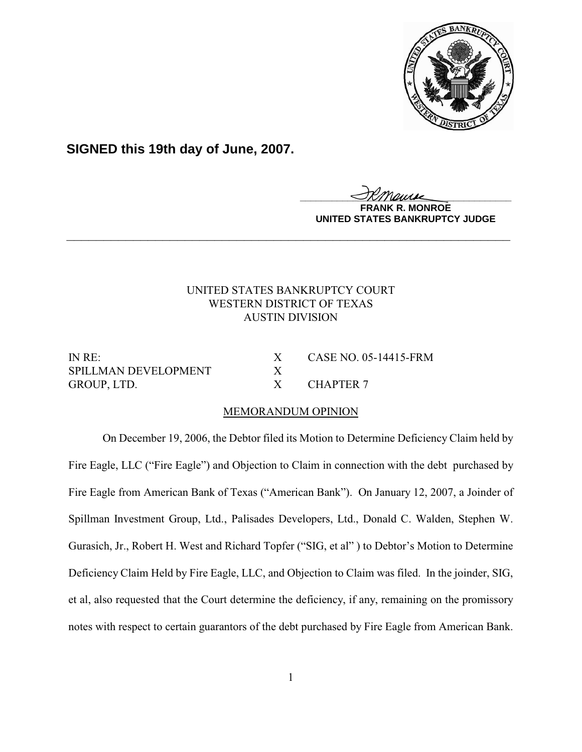**SIGNED this 19th day of June, 2007.**

FRANK R. MONROE
UNITED STATES BANKRUPTCY JUDGE

UNITED STATES BANKRUPTCY COURT
WESTERN DISTRICT OF TEXAS
AUSTIN DIVISION

| | | |
|---|---|---|
| IN RE: | X | CASE NO. 05-14415-FRM |
| SPILLMAN DEVELOPMENT | X | |
| GROUP, LTD. | X | CHAPTER 7 |

MEMORANDUM OPINION

On December 19, 2006, the Debtor filed its Motion to Determine Deficiency Claim held by Fire Eagle, LLC ("Fire Eagle") and Objection to Claim in connection with the debt purchased by Fire Eagle from American Bank of Texas ("American Bank"). On January 12, 2007, a Joinder of Spillman Investment Group, Ltd., Palisades Developers, Ltd., Donald C. Walden, Stephen W. Gurasich, Jr., Robert H. West and Richard Topfer ("SIG, et al" ) to Debtor's Motion to Determine Deficiency Claim Held by Fire Eagle, LLC, and Objection to Claim was filed. In the joinder, SIG, et al, also requested that the Court determine the deficiency, if any, remaining on the promissory notes with respect to certain guarantors of the debt purchased by Fire Eagle from American Bank.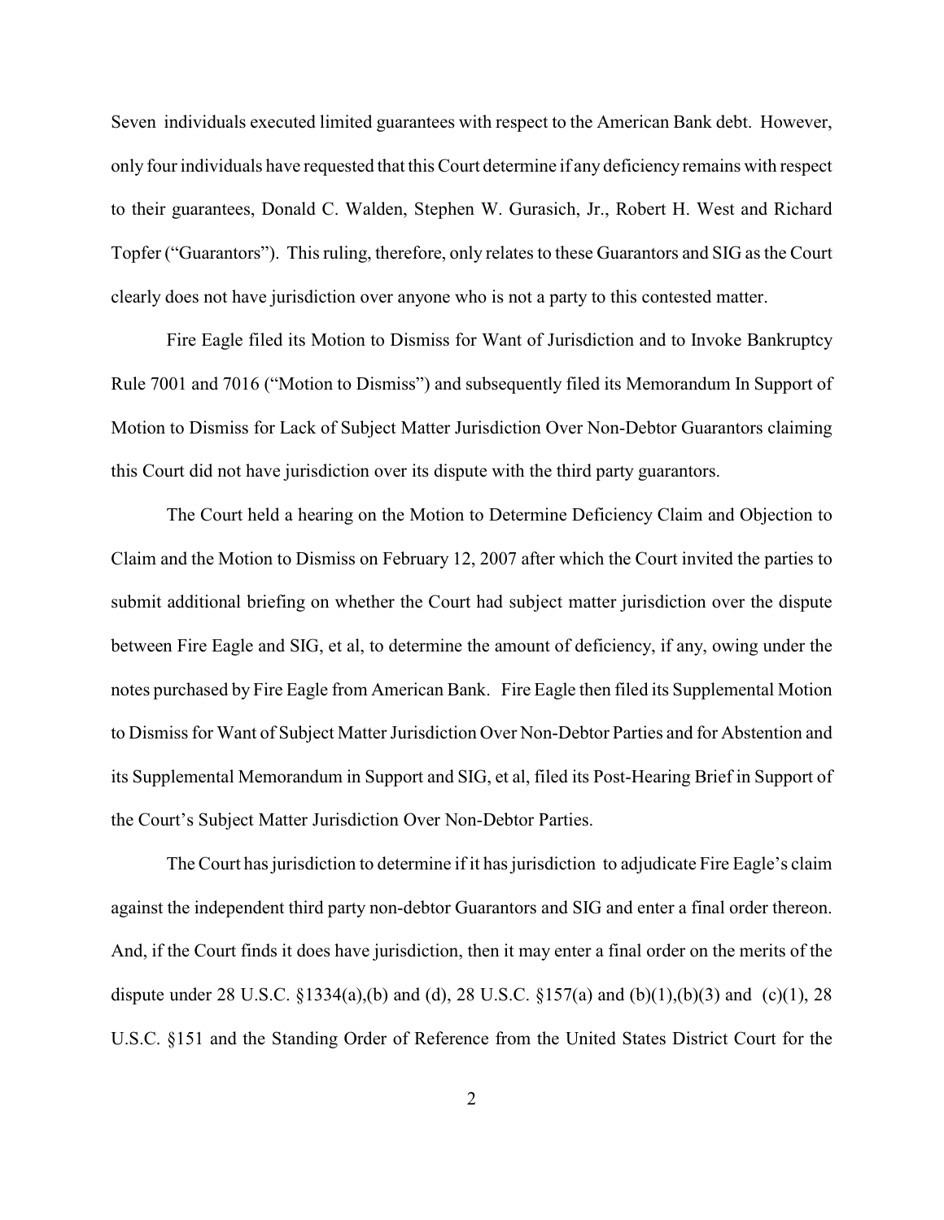Seven individuals executed limited guarantees with respect to the American Bank debt. However, only four individuals have requested that this Court determine if any deficiency remains with respect to their guarantees, Donald C. Walden, Stephen W. Gurasich, Jr., Robert H. West and Richard Topfer ("Guarantors"). This ruling, therefore, only relates to these Guarantors and SIG as the Court clearly does not have jurisdiction over anyone who is not a party to this contested matter.

Fire Eagle filed its Motion to Dismiss for Want of Jurisdiction and to Invoke Bankruptcy Rule 7001 and 7016 ("Motion to Dismiss") and subsequently filed its Memorandum In Support of Motion to Dismiss for Lack of Subject Matter Jurisdiction Over Non-Debtor Guarantors claiming this Court did not have jurisdiction over its dispute with the third party guarantors.

The Court held a hearing on the Motion to Determine Deficiency Claim and Objection to Claim and the Motion to Dismiss on February 12, 2007 after which the Court invited the parties to submit additional briefing on whether the Court had subject matter jurisdiction over the dispute between Fire Eagle and SIG, et al, to determine the amount of deficiency, if any, owing under the notes purchased by Fire Eagle from American Bank. Fire Eagle then filed its Supplemental Motion to Dismiss for Want of Subject Matter Jurisdiction Over Non-Debtor Parties and for Abstention and its Supplemental Memorandum in Support and SIG, et al, filed its Post-Hearing Brief in Support of the Court's Subject Matter Jurisdiction Over Non-Debtor Parties.

The Court has jurisdiction to determine if it has jurisdiction to adjudicate Fire Eagle's claim against the independent third party non-debtor Guarantors and SIG and enter a final order thereon. And, if the Court finds it does have jurisdiction, then it may enter a final order on the merits of the dispute under 28 U.S.C. §1334(a),(b) and (d), 28 U.S.C. §157(a) and (b)(1),(b)(3) and (c)(1), 28 U.S.C. §151 and the Standing Order of Reference from the United States District Court for the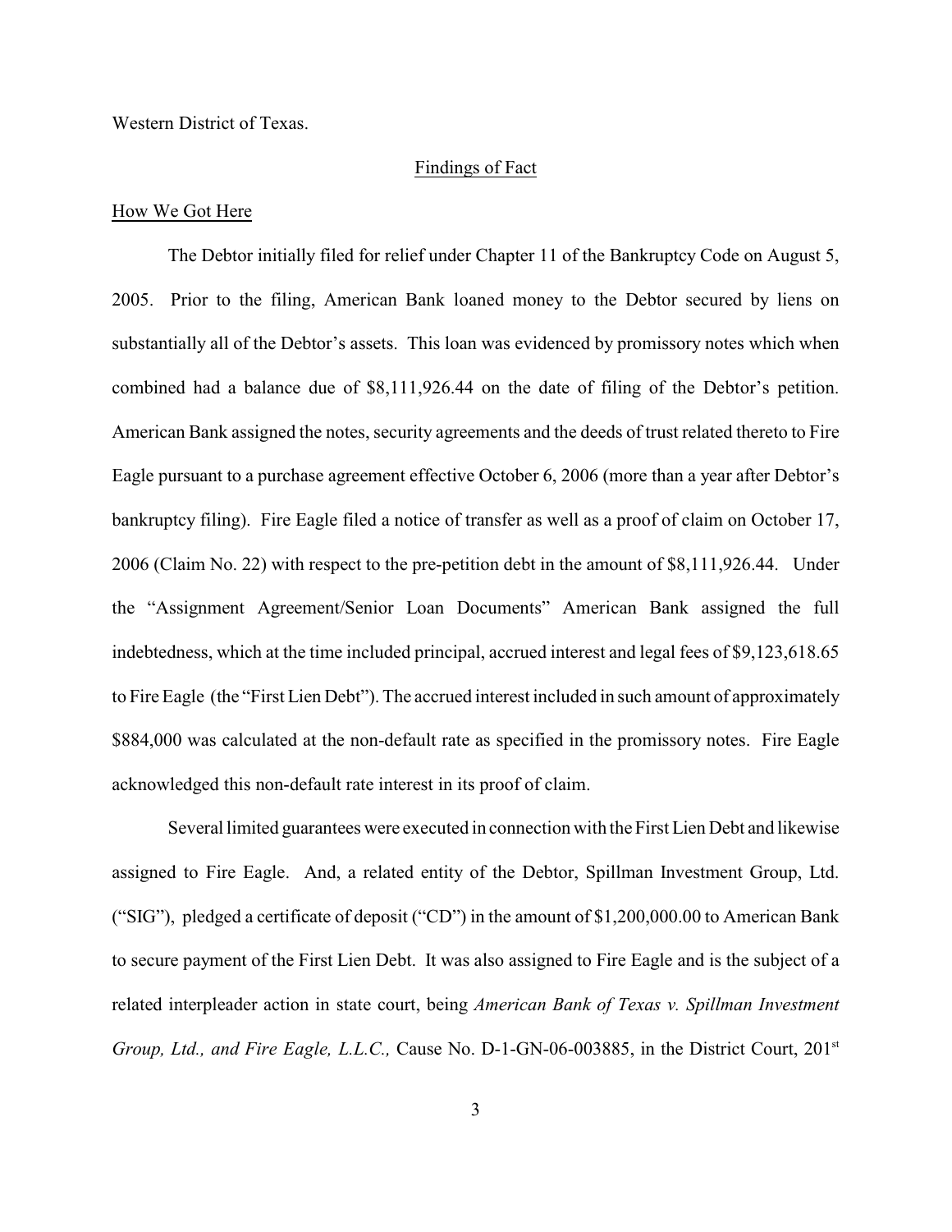Western District of Texas.

## Findings of Fact

### How We Got Here

The Debtor initially filed for relief under Chapter 11 of the Bankruptcy Code on August 5, 2005. Prior to the filing, American Bank loaned money to the Debtor secured by liens on substantially all of the Debtor's assets. This loan was evidenced by promissory notes which when combined had a balance due of $8,111,926.44 on the date of filing of the Debtor's petition. American Bank assigned the notes, security agreements and the deeds of trust related thereto to Fire Eagle pursuant to a purchase agreement effective October 6, 2006 (more than a year after Debtor's bankruptcy filing). Fire Eagle filed a notice of transfer as well as a proof of claim on October 17, 2006 (Claim No. 22) with respect to the pre-petition debt in the amount of $8,111,926.44. Under the "Assignment Agreement/Senior Loan Documents" American Bank assigned the full indebtedness, which at the time included principal, accrued interest and legal fees of $9,123,618.65 to Fire Eagle (the "First Lien Debt"). The accrued interest included in such amount of approximately $884,000 was calculated at the non-default rate as specified in the promissory notes. Fire Eagle acknowledged this non-default rate interest in its proof of claim.

Several limited guarantees were executed in connection with the First Lien Debt and likewise assigned to Fire Eagle. And, a related entity of the Debtor, Spillman Investment Group, Ltd. ("SIG"), pledged a certificate of deposit ("CD") in the amount of $1,200,000.00 to American Bank to secure payment of the First Lien Debt. It was also assigned to Fire Eagle and is the subject of a related interpleader action in state court, being *American Bank of Texas v. Spillman Investment Group, Ltd., and Fire Eagle, L.L.C.,* Cause No. D-1-GN-06-003885, in the District Court, 201st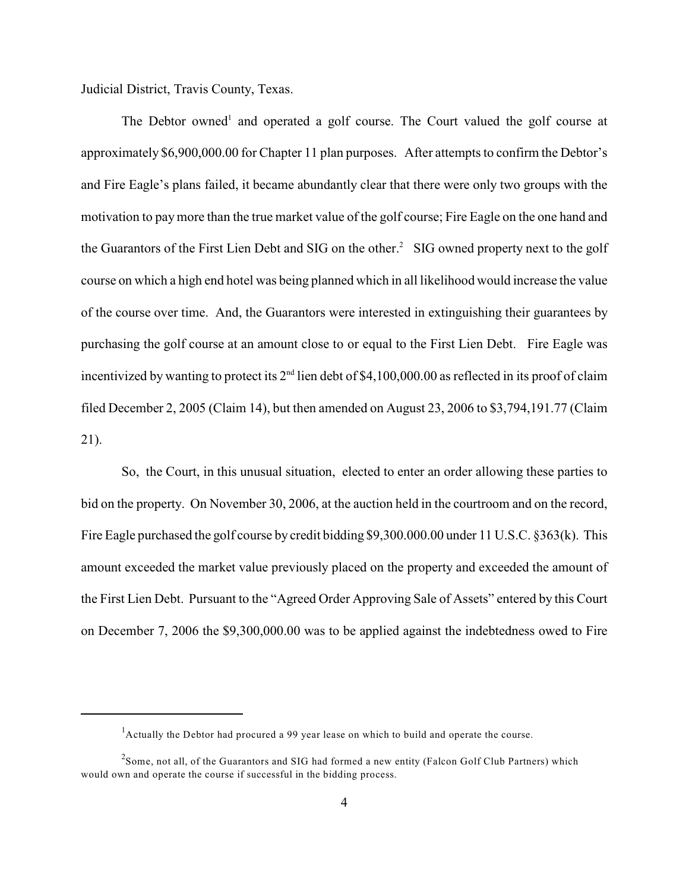Judicial District, Travis County, Texas.

The Debtor owned[1] and operated a golf course. The Court valued the golf course at approximately $6,900,000.00 for Chapter 11 plan purposes. After attempts to confirm the Debtor's and Fire Eagle's plans failed, it became abundantly clear that there were only two groups with the motivation to pay more than the true market value of the golf course; Fire Eagle on the one hand and the Guarantors of the First Lien Debt and SIG on the other.[2] SIG owned property next to the golf course on which a high end hotel was being planned which in all likelihood would increase the value of the course over time. And, the Guarantors were interested in extinguishing their guarantees by purchasing the golf course at an amount close to or equal to the First Lien Debt. Fire Eagle was incentivized by wanting to protect its 2nd lien debt of $4,100,000.00 as reflected in its proof of claim filed December 2, 2005 (Claim 14), but then amended on August 23, 2006 to $3,794,191.77 (Claim 21).

So, the Court, in this unusual situation, elected to enter an order allowing these parties to bid on the property. On November 30, 2006, at the auction held in the courtroom and on the record, Fire Eagle purchased the golf course by credit bidding $9,300.000.00 under 11 U.S.C. §363(k). This amount exceeded the market value previously placed on the property and exceeded the amount of the First Lien Debt. Pursuant to the "Agreed Order Approving Sale of Assets" entered by this Court on December 7, 2006 the $9,300,000.00 was to be applied against the indebtedness owed to Fire

---

[1] Actually the Debtor had procured a 99 year lease on which to build and operate the course.

[2] Some, not all, of the Guarantors and SIG had formed a new entity (Falcon Golf Club Partners) which would own and operate the course if successful in the bidding process.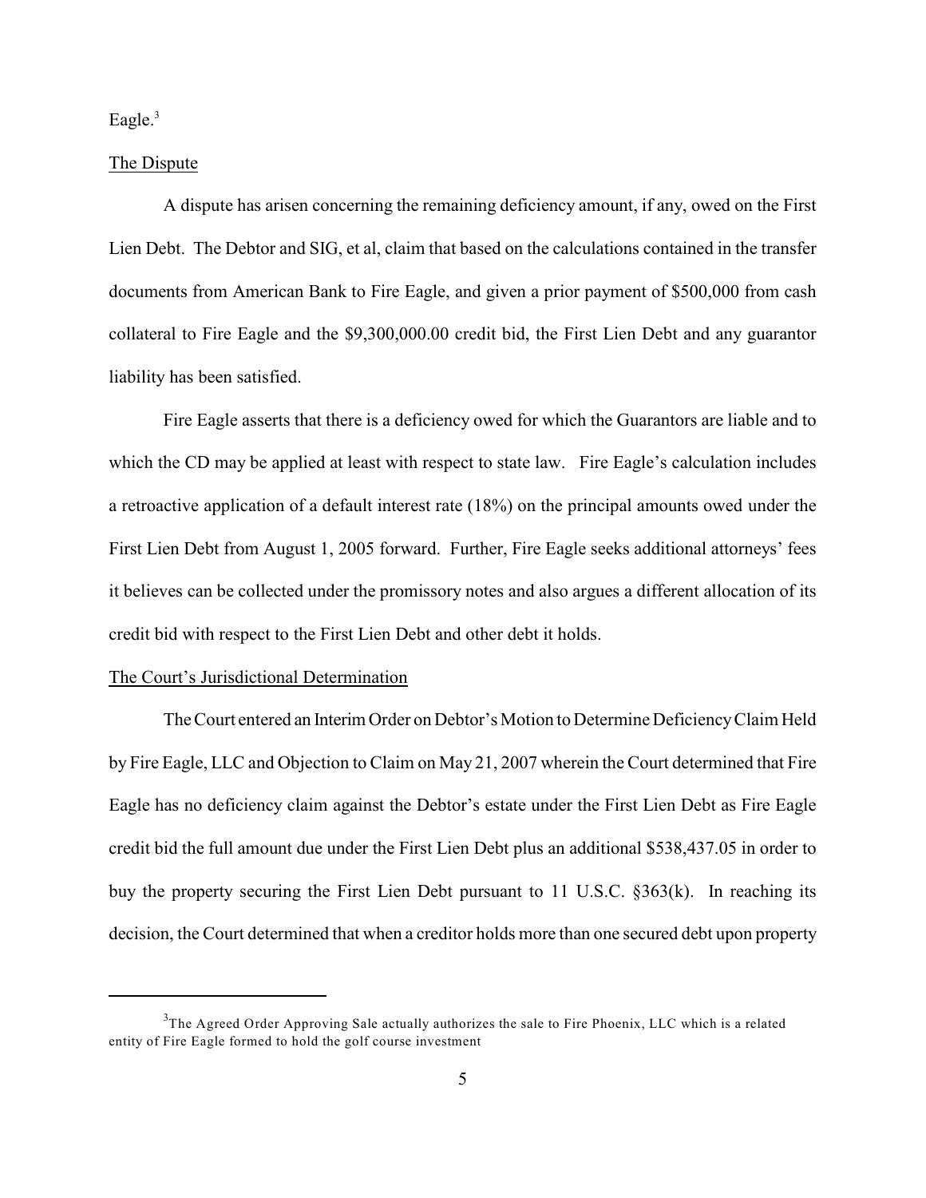Eagle.[3]

The Dispute

A dispute has arisen concerning the remaining deficiency amount, if any, owed on the First Lien Debt. The Debtor and SIG, et al, claim that based on the calculations contained in the transfer documents from American Bank to Fire Eagle, and given a prior payment of $500,000 from cash collateral to Fire Eagle and the $9,300,000.00 credit bid, the First Lien Debt and any guarantor liability has been satisfied.

Fire Eagle asserts that there is a deficiency owed for which the Guarantors are liable and to which the CD may be applied at least with respect to state law. Fire Eagle's calculation includes a retroactive application of a default interest rate (18%) on the principal amounts owed under the First Lien Debt from August 1, 2005 forward. Further, Fire Eagle seeks additional attorneys' fees it believes can be collected under the promissory notes and also argues a different allocation of its credit bid with respect to the First Lien Debt and other debt it holds.

The Court's Jurisdictional Determination

The Court entered an Interim Order on Debtor's Motion to Determine Deficiency Claim Held by Fire Eagle, LLC and Objection to Claim on May 21, 2007 wherein the Court determined that Fire Eagle has no deficiency claim against the Debtor's estate under the First Lien Debt as Fire Eagle credit bid the full amount due under the First Lien Debt plus an additional $538,437.05 in order to buy the property securing the First Lien Debt pursuant to 11 U.S.C. §363(k). In reaching its decision, the Court determined that when a creditor holds more than one secured debt upon property

[3] The Agreed Order Approving Sale actually authorizes the sale to Fire Phoenix, LLC which is a related entity of Fire Eagle formed to hold the golf course investment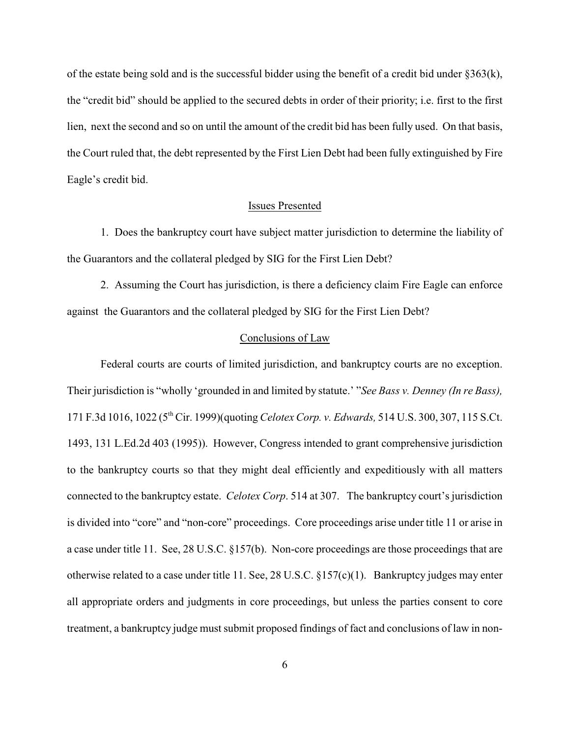of the estate being sold and is the successful bidder using the benefit of a credit bid under §363(k), the "credit bid" should be applied to the secured debts in order of their priority; i.e. first to the first lien, next the second and so on until the amount of the credit bid has been fully used. On that basis, the Court ruled that, the debt represented by the First Lien Debt had been fully extinguished by Fire Eagle's credit bid.

## Issues Presented

1. Does the bankruptcy court have subject matter jurisdiction to determine the liability of the Guarantors and the collateral pledged by SIG for the First Lien Debt?

2. Assuming the Court has jurisdiction, is there a deficiency claim Fire Eagle can enforce against the Guarantors and the collateral pledged by SIG for the First Lien Debt?

## Conclusions of Law

Federal courts are courts of limited jurisdiction, and bankruptcy courts are no exception. Their jurisdiction is "wholly 'grounded in and limited by statute.' "*See Bass v. Denney (In re Bass),* 171 F.3d 1016, 1022 (5th Cir. 1999)(quoting *Celotex Corp. v. Edwards,* 514 U.S. 300, 307, 115 S.Ct. 1493, 131 L.Ed.2d 403 (1995)). However, Congress intended to grant comprehensive jurisdiction to the bankruptcy courts so that they might deal efficiently and expeditiously with all matters connected to the bankruptcy estate. *Celotex Corp*. 514 at 307. The bankruptcy court's jurisdiction is divided into "core" and "non-core" proceedings. Core proceedings arise under title 11 or arise in a case under title 11. See, 28 U.S.C. §157(b). Non-core proceedings are those proceedings that are otherwise related to a case under title 11. See, 28 U.S.C. §157(c)(1). Bankruptcy judges may enter all appropriate orders and judgments in core proceedings, but unless the parties consent to core treatment, a bankruptcy judge must submit proposed findings of fact and conclusions of law in non-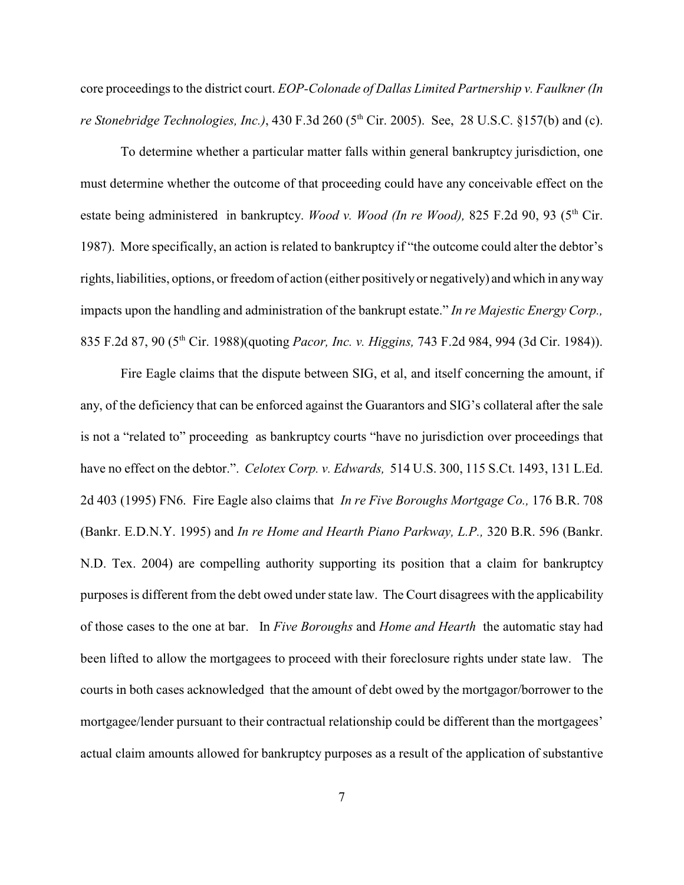core proceedings to the district court. *EOP-Colonade of Dallas Limited Partnership v. Faulkner (In re Stonebridge Technologies, Inc.)*, 430 F.3d 260 (5th Cir. 2005). See, 28 U.S.C. §157(b) and (c).

To determine whether a particular matter falls within general bankruptcy jurisdiction, one must determine whether the outcome of that proceeding could have any conceivable effect on the estate being administered in bankruptcy. *Wood v. Wood (In re Wood),* 825 F.2d 90, 93 (5th Cir. 1987). More specifically, an action is related to bankruptcy if "the outcome could alter the debtor's rights, liabilities, options, or freedom of action (either positively or negatively) and which in any way impacts upon the handling and administration of the bankrupt estate." *In re Majestic Energy Corp.,* 835 F.2d 87, 90 (5th Cir. 1988)(quoting *Pacor, Inc. v. Higgins,* 743 F.2d 984, 994 (3d Cir. 1984)).

Fire Eagle claims that the dispute between SIG, et al, and itself concerning the amount, if any, of the deficiency that can be enforced against the Guarantors and SIG's collateral after the sale is not a "related to" proceeding as bankruptcy courts "have no jurisdiction over proceedings that have no effect on the debtor.". *Celotex Corp. v. Edwards,* 514 U.S. 300, 115 S.Ct. 1493, 131 L.Ed. 2d 403 (1995) FN6. Fire Eagle also claims that *In re Five Boroughs Mortgage Co.,* 176 B.R. 708 (Bankr. E.D.N.Y. 1995) and *In re Home and Hearth Piano Parkway, L.P.,* 320 B.R. 596 (Bankr. N.D. Tex. 2004) are compelling authority supporting its position that a claim for bankruptcy purposes is different from the debt owed under state law. The Court disagrees with the applicability of those cases to the one at bar. In *Five Boroughs* and *Home and Hearth* the automatic stay had been lifted to allow the mortgagees to proceed with their foreclosure rights under state law. The courts in both cases acknowledged that the amount of debt owed by the mortgagor/borrower to the mortgagee/lender pursuant to their contractual relationship could be different than the mortgagees' actual claim amounts allowed for bankruptcy purposes as a result of the application of substantive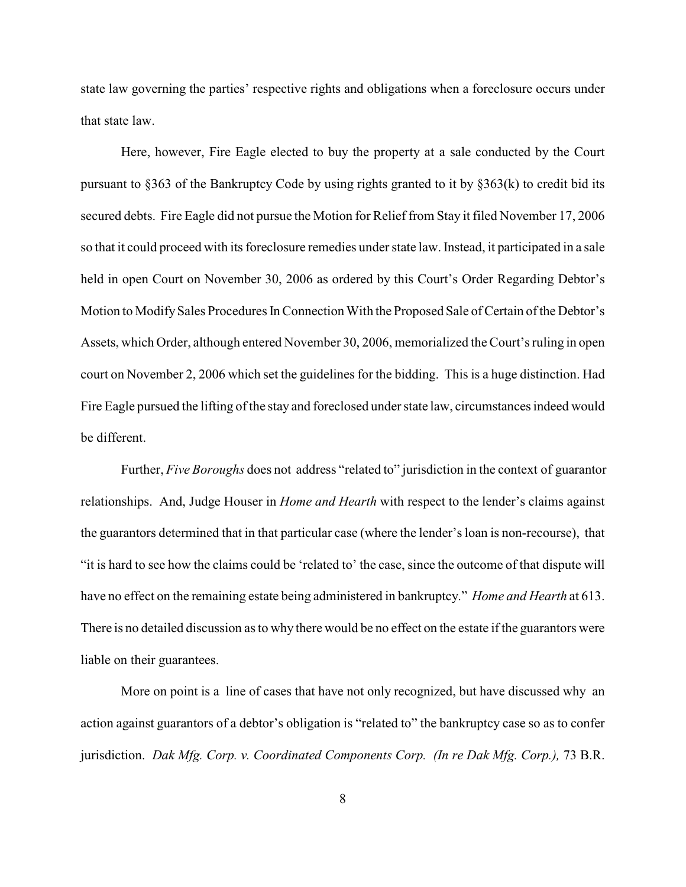state law governing the parties' respective rights and obligations when a foreclosure occurs under that state law.

Here, however, Fire Eagle elected to buy the property at a sale conducted by the Court pursuant to §363 of the Bankruptcy Code by using rights granted to it by §363(k) to credit bid its secured debts. Fire Eagle did not pursue the Motion for Relief from Stay it filed November 17, 2006 so that it could proceed with its foreclosure remedies under state law. Instead, it participated in a sale held in open Court on November 30, 2006 as ordered by this Court's Order Regarding Debtor's Motion to Modify Sales Procedures In Connection With the Proposed Sale of Certain of the Debtor's Assets, which Order, although entered November 30, 2006, memorialized the Court's ruling in open court on November 2, 2006 which set the guidelines for the bidding. This is a huge distinction. Had Fire Eagle pursued the lifting of the stay and foreclosed under state law, circumstances indeed would be different.

Further, *Five Boroughs* does not address "related to" jurisdiction in the context of guarantor relationships. And, Judge Houser in *Home and Hearth* with respect to the lender's claims against the guarantors determined that in that particular case (where the lender's loan is non-recourse), that "it is hard to see how the claims could be 'related to' the case, since the outcome of that dispute will have no effect on the remaining estate being administered in bankruptcy." *Home and Hearth* at 613. There is no detailed discussion as to why there would be no effect on the estate if the guarantors were liable on their guarantees.

More on point is a line of cases that have not only recognized, but have discussed why an action against guarantors of a debtor's obligation is "related to" the bankruptcy case so as to confer jurisdiction. *Dak Mfg. Corp. v. Coordinated Components Corp. (In re Dak Mfg. Corp.),* 73 B.R.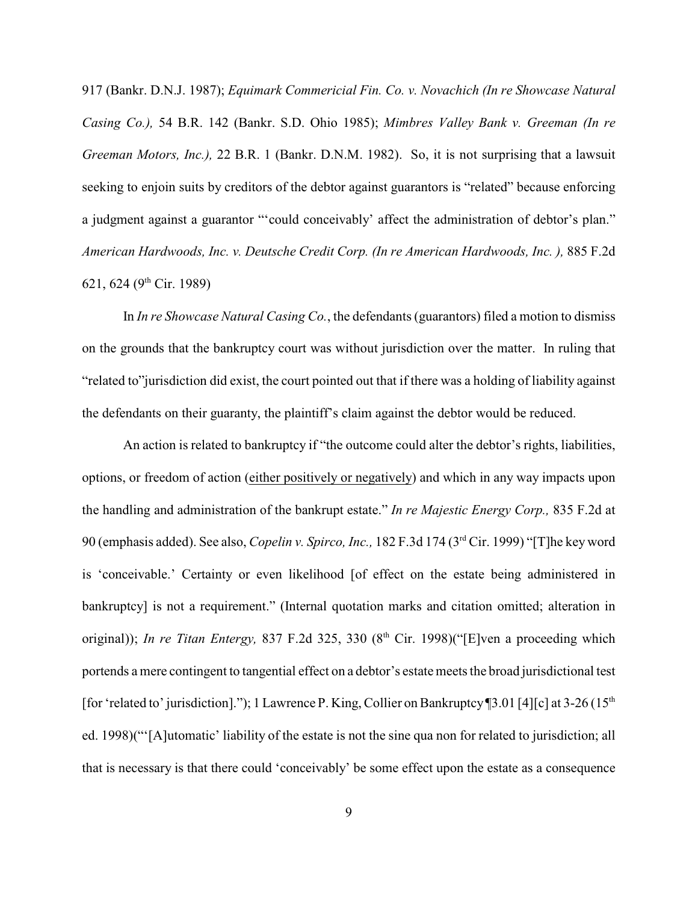917 (Bankr. D.N.J. 1987); *Equimark Commericial Fin. Co. v. Novachich (In re Showcase Natural Casing Co.),* 54 B.R. 142 (Bankr. S.D. Ohio 1985); *Mimbres Valley Bank v. Greeman (In re Greeman Motors, Inc.),* 22 B.R. 1 (Bankr. D.N.M. 1982). So, it is not surprising that a lawsuit seeking to enjoin suits by creditors of the debtor against guarantors is "related" because enforcing a judgment against a guarantor "'could conceivably' affect the administration of debtor's plan." *American Hardwoods, Inc. v. Deutsche Credit Corp. (In re American Hardwoods, Inc. ),* 885 F.2d 621, 624 (9th Cir. 1989)

In *In re Showcase Natural Casing Co.*, the defendants (guarantors) filed a motion to dismiss on the grounds that the bankruptcy court was without jurisdiction over the matter. In ruling that "related to"jurisdiction did exist, the court pointed out that if there was a holding of liability against the defendants on their guaranty, the plaintiff's claim against the debtor would be reduced.

An action is related to bankruptcy if "the outcome could alter the debtor's rights, liabilities, options, or freedom of action (<u>either positively or negatively</u>) and which in any way impacts upon the handling and administration of the bankrupt estate." *In re Majestic Energy Corp.,* 835 F.2d at 90 (emphasis added). See also, *Copelin v. Spirco, Inc.,* 182 F.3d 174 (3rd Cir. 1999) "[T]he key word is 'conceivable.' Certainty or even likelihood [of effect on the estate being administered in bankruptcy] is not a requirement." (Internal quotation marks and citation omitted; alteration in original)); *In re Titan Entergy,* 837 F.2d 325, 330 (8th Cir. 1998)("[E]ven a proceeding which portends a mere contingent to tangential effect on a debtor's estate meets the broad jurisdictional test [for 'related to' jurisdiction]."); 1 Lawrence P. King, Collier on Bankruptcy ¶3.01 [4][c] at 3-26 (15th ed. 1998)("'[A]utomatic' liability of the estate is not the sine qua non for related to jurisdiction; all that is necessary is that there could 'conceivably' be some effect upon the estate as a consequence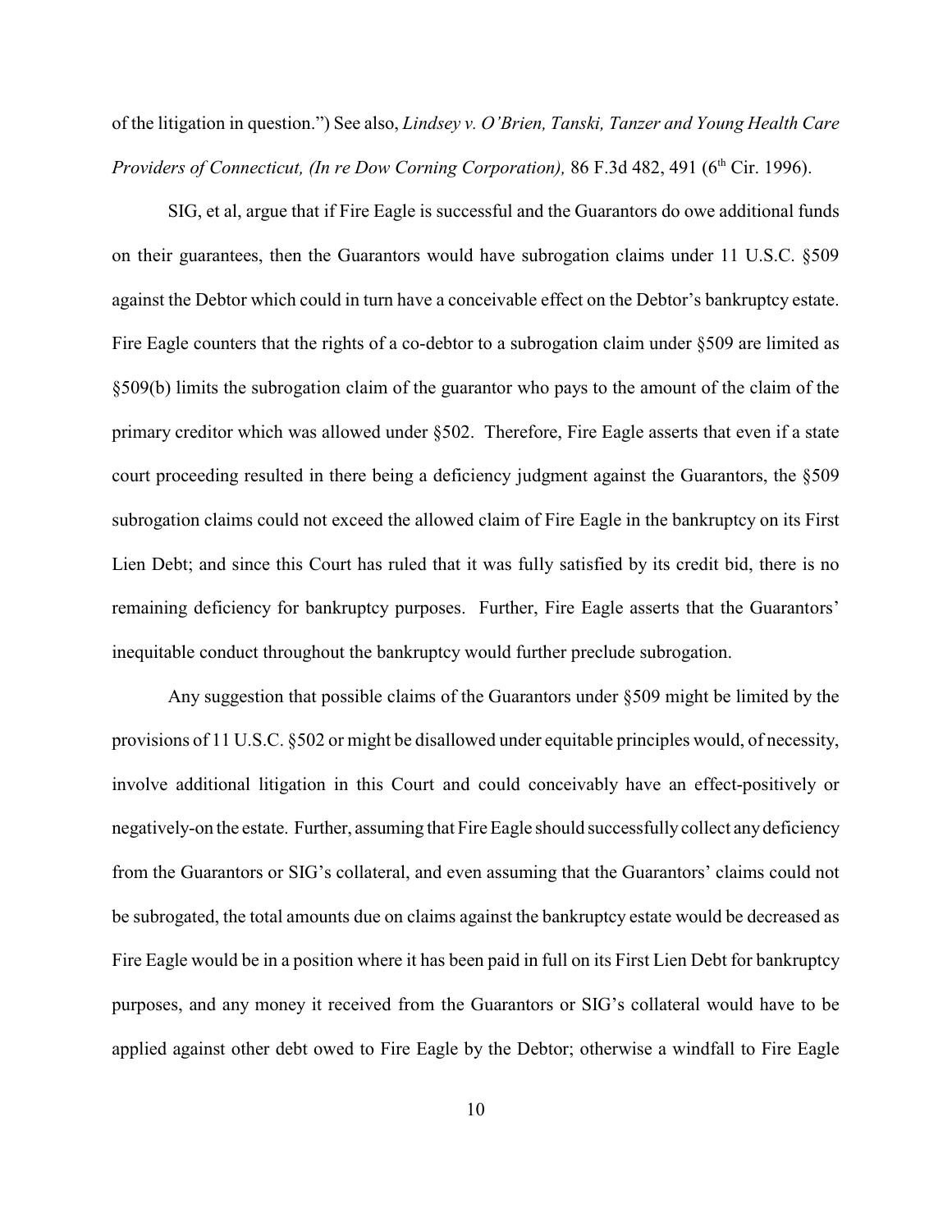of the litigation in question.") See also, *Lindsey v. O'Brien, Tanski, Tanzer and Young Health Care Providers of Connecticut, (In re Dow Corning Corporation),* 86 F.3d 482, 491 (6th Cir. 1996).

SIG, et al, argue that if Fire Eagle is successful and the Guarantors do owe additional funds on their guarantees, then the Guarantors would have subrogation claims under 11 U.S.C. §509 against the Debtor which could in turn have a conceivable effect on the Debtor's bankruptcy estate. Fire Eagle counters that the rights of a co-debtor to a subrogation claim under §509 are limited as §509(b) limits the subrogation claim of the guarantor who pays to the amount of the claim of the primary creditor which was allowed under §502. Therefore, Fire Eagle asserts that even if a state court proceeding resulted in there being a deficiency judgment against the Guarantors, the §509 subrogation claims could not exceed the allowed claim of Fire Eagle in the bankruptcy on its First Lien Debt; and since this Court has ruled that it was fully satisfied by its credit bid, there is no remaining deficiency for bankruptcy purposes. Further, Fire Eagle asserts that the Guarantors' inequitable conduct throughout the bankruptcy would further preclude subrogation.

Any suggestion that possible claims of the Guarantors under §509 might be limited by the provisions of 11 U.S.C. §502 or might be disallowed under equitable principles would, of necessity, involve additional litigation in this Court and could conceivably have an effect-positively or negatively-on the estate. Further, assuming that Fire Eagle should successfully collect any deficiency from the Guarantors or SIG's collateral, and even assuming that the Guarantors' claims could not be subrogated, the total amounts due on claims against the bankruptcy estate would be decreased as Fire Eagle would be in a position where it has been paid in full on its First Lien Debt for bankruptcy purposes, and any money it received from the Guarantors or SIG's collateral would have to be applied against other debt owed to Fire Eagle by the Debtor; otherwise a windfall to Fire Eagle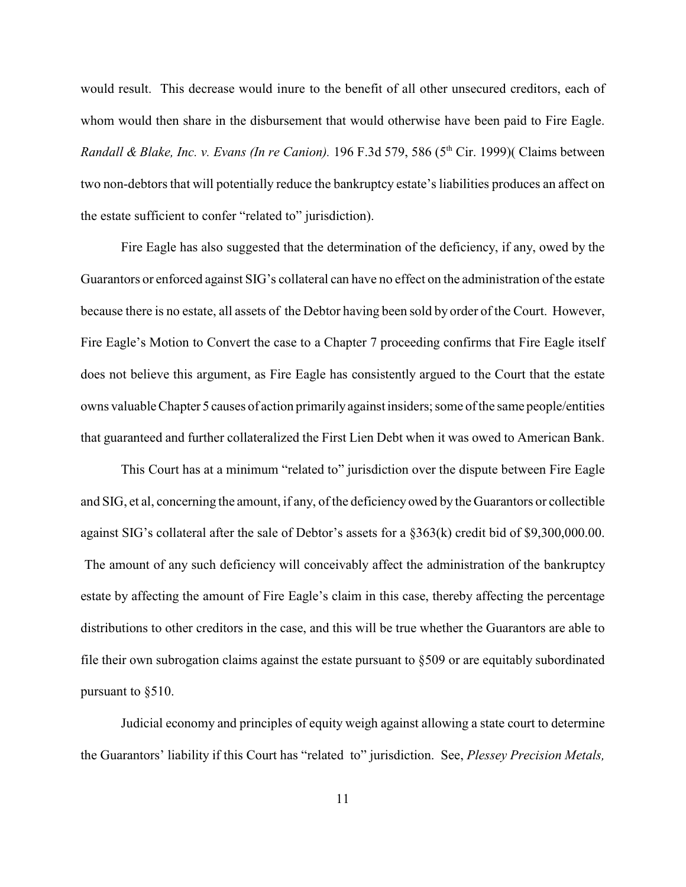would result. This decrease would inure to the benefit of all other unsecured creditors, each of whom would then share in the disbursement that would otherwise have been paid to Fire Eagle. *Randall & Blake, Inc. v. Evans (In re Canion).* 196 F.3d 579, 586 (5th Cir. 1999)( Claims between two non-debtors that will potentially reduce the bankruptcy estate's liabilities produces an affect on the estate sufficient to confer "related to" jurisdiction).

Fire Eagle has also suggested that the determination of the deficiency, if any, owed by the Guarantors or enforced against SIG's collateral can have no effect on the administration of the estate because there is no estate, all assets of the Debtor having been sold by order of the Court. However, Fire Eagle's Motion to Convert the case to a Chapter 7 proceeding confirms that Fire Eagle itself does not believe this argument, as Fire Eagle has consistently argued to the Court that the estate owns valuable Chapter 5 causes of action primarily against insiders; some of the same people/entities that guaranteed and further collateralized the First Lien Debt when it was owed to American Bank.

This Court has at a minimum "related to" jurisdiction over the dispute between Fire Eagle and SIG, et al, concerning the amount, if any, of the deficiency owed by the Guarantors or collectible against SIG's collateral after the sale of Debtor's assets for a §363(k) credit bid of $9,300,000.00. The amount of any such deficiency will conceivably affect the administration of the bankruptcy estate by affecting the amount of Fire Eagle's claim in this case, thereby affecting the percentage distributions to other creditors in the case, and this will be true whether the Guarantors are able to file their own subrogation claims against the estate pursuant to §509 or are equitably subordinated pursuant to §510.

Judicial economy and principles of equity weigh against allowing a state court to determine the Guarantors' liability if this Court has "related to" jurisdiction. See, *Plessey Precision Metals,*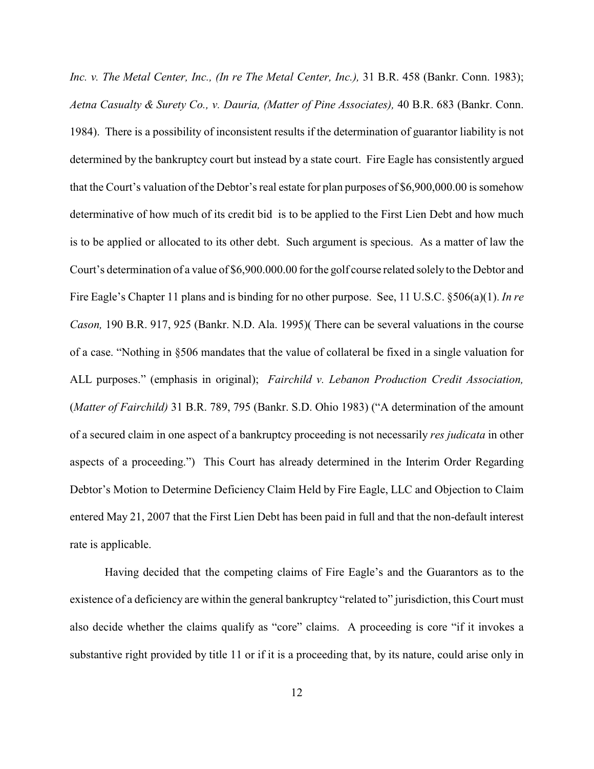*Inc. v. The Metal Center, Inc., (In re The Metal Center, Inc.),* 31 B.R. 458 (Bankr. Conn. 1983); *Aetna Casualty & Surety Co., v. Dauria, (Matter of Pine Associates),* 40 B.R. 683 (Bankr. Conn. 1984). There is a possibility of inconsistent results if the determination of guarantor liability is not determined by the bankruptcy court but instead by a state court. Fire Eagle has consistently argued that the Court's valuation of the Debtor's real estate for plan purposes of $6,900,000.00 is somehow determinative of how much of its credit bid is to be applied to the First Lien Debt and how much is to be applied or allocated to its other debt. Such argument is specious. As a matter of law the Court's determination of a value of $6,900.000.00 for the golf course related solely to the Debtor and Fire Eagle's Chapter 11 plans and is binding for no other purpose. See, 11 U.S.C. §506(a)(1). *In re Cason,* 190 B.R. 917, 925 (Bankr. N.D. Ala. 1995)( There can be several valuations in the course of a case. "Nothing in §506 mandates that the value of collateral be fixed in a single valuation for ALL purposes." (emphasis in original); *Fairchild v. Lebanon Production Credit Association,* (*Matter of Fairchild)* 31 B.R. 789, 795 (Bankr. S.D. Ohio 1983) ("A determination of the amount of a secured claim in one aspect of a bankruptcy proceeding is not necessarily *res judicata* in other aspects of a proceeding.") This Court has already determined in the Interim Order Regarding Debtor's Motion to Determine Deficiency Claim Held by Fire Eagle, LLC and Objection to Claim entered May 21, 2007 that the First Lien Debt has been paid in full and that the non-default interest rate is applicable.

Having decided that the competing claims of Fire Eagle's and the Guarantors as to the existence of a deficiency are within the general bankruptcy "related to" jurisdiction, this Court must also decide whether the claims qualify as "core" claims. A proceeding is core "if it invokes a substantive right provided by title 11 or if it is a proceeding that, by its nature, could arise only in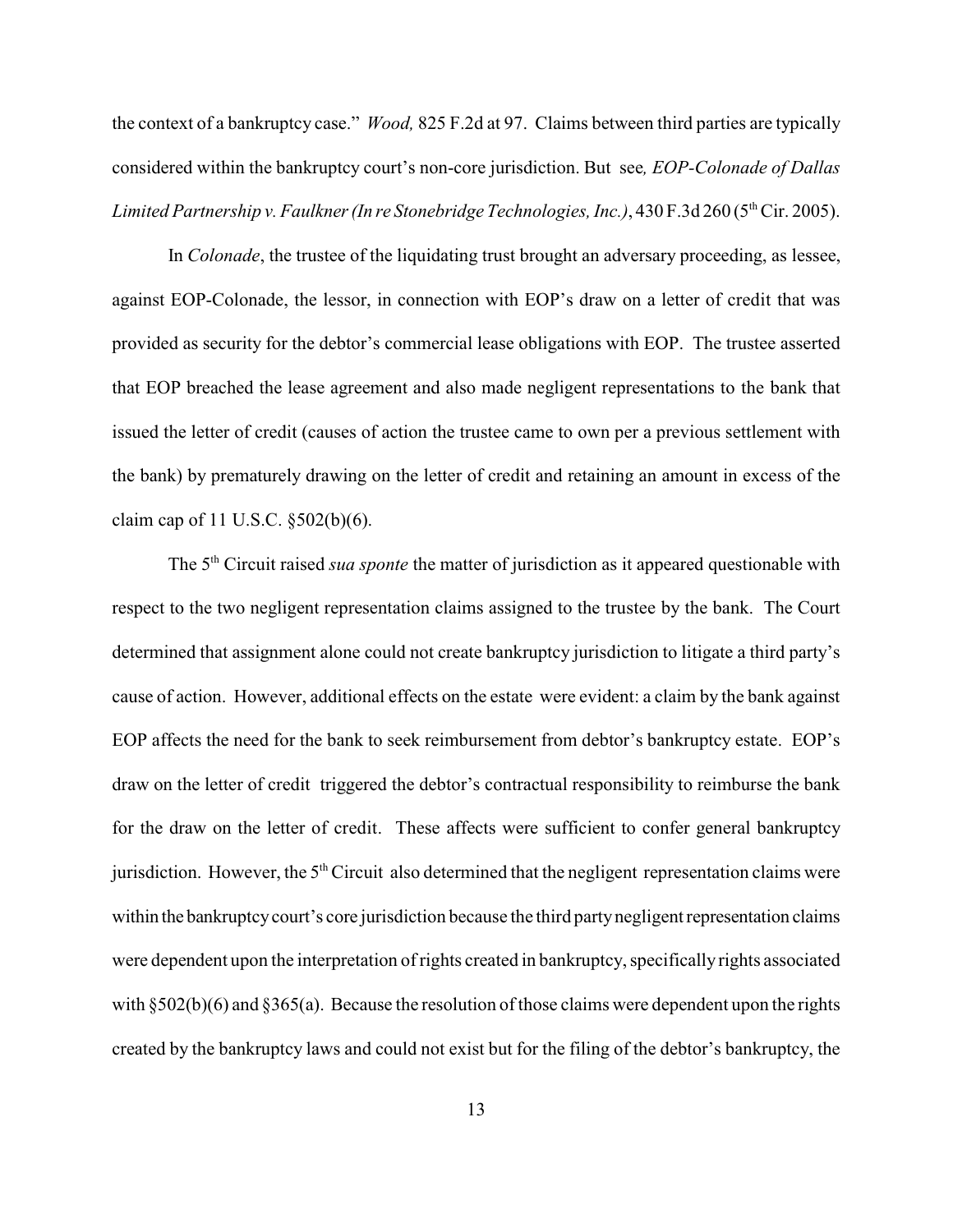the context of a bankruptcy case." *Wood,* 825 F.2d at 97. Claims between third parties are typically considered within the bankruptcy court's non-core jurisdiction. But see*, EOP-Colonade of Dallas Limited Partnership v. Faulkner (In re Stonebridge Technologies, Inc.)*, 430 F.3d 260 (5th Cir. 2005).

In *Colonade*, the trustee of the liquidating trust brought an adversary proceeding, as lessee, against EOP-Colonade, the lessor, in connection with EOP's draw on a letter of credit that was provided as security for the debtor's commercial lease obligations with EOP. The trustee asserted that EOP breached the lease agreement and also made negligent representations to the bank that issued the letter of credit (causes of action the trustee came to own per a previous settlement with the bank) by prematurely drawing on the letter of credit and retaining an amount in excess of the claim cap of 11 U.S.C. §502(b)(6).

The 5th Circuit raised *sua sponte* the matter of jurisdiction as it appeared questionable with respect to the two negligent representation claims assigned to the trustee by the bank. The Court determined that assignment alone could not create bankruptcy jurisdiction to litigate a third party's cause of action. However, additional effects on the estate were evident: a claim by the bank against EOP affects the need for the bank to seek reimbursement from debtor's bankruptcy estate. EOP's draw on the letter of credit triggered the debtor's contractual responsibility to reimburse the bank for the draw on the letter of credit. These affects were sufficient to confer general bankruptcy jurisdiction. However, the 5th Circuit also determined that the negligent representation claims were within the bankruptcy court's core jurisdiction because the third party negligent representation claims were dependent upon the interpretation of rights created in bankruptcy, specifically rights associated with §502(b)(6) and §365(a). Because the resolution of those claims were dependent upon the rights created by the bankruptcy laws and could not exist but for the filing of the debtor's bankruptcy, the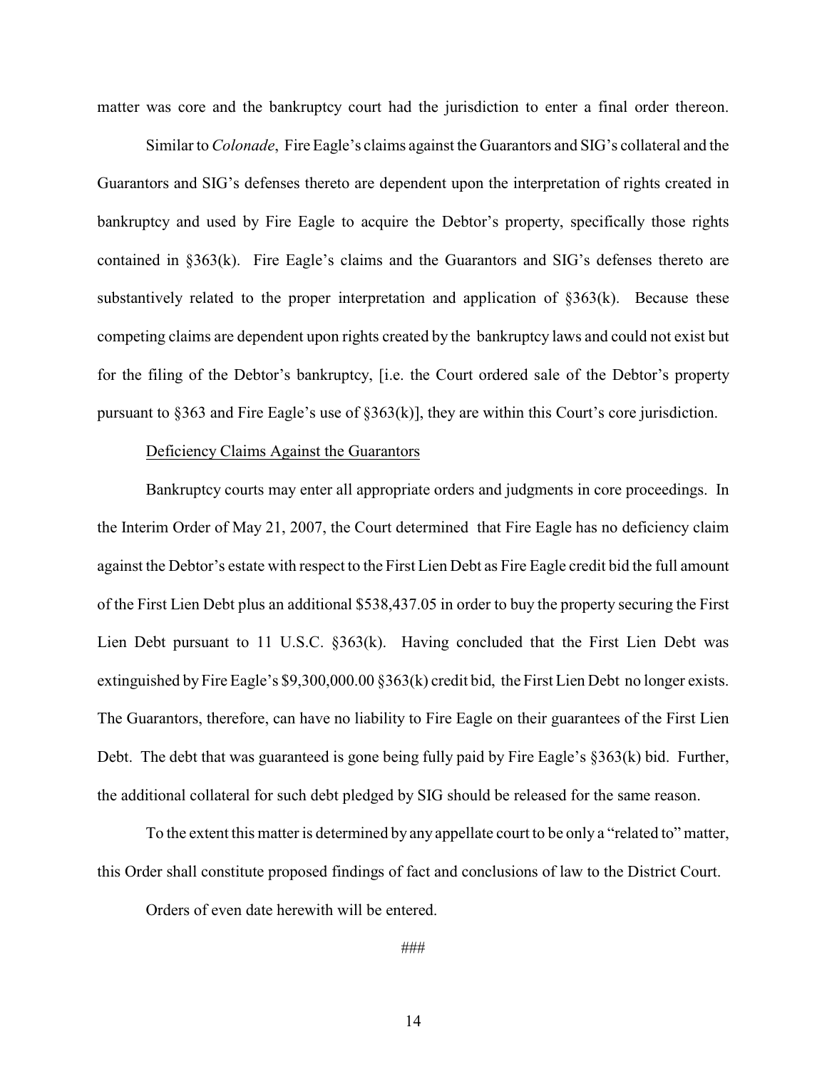matter was core and the bankruptcy court had the jurisdiction to enter a final order thereon.

Similar to *Colonade*, Fire Eagle's claims against the Guarantors and SIG's collateral and the Guarantors and SIG's defenses thereto are dependent upon the interpretation of rights created in bankruptcy and used by Fire Eagle to acquire the Debtor's property, specifically those rights contained in §363(k). Fire Eagle's claims and the Guarantors and SIG's defenses thereto are substantively related to the proper interpretation and application of §363(k). Because these competing claims are dependent upon rights created by the bankruptcy laws and could not exist but for the filing of the Debtor's bankruptcy, [i.e. the Court ordered sale of the Debtor's property pursuant to §363 and Fire Eagle's use of §363(k)], they are within this Court's core jurisdiction.

<u>Deficiency Claims Against the Guarantors</u>

Bankruptcy courts may enter all appropriate orders and judgments in core proceedings. In the Interim Order of May 21, 2007, the Court determined that Fire Eagle has no deficiency claim against the Debtor's estate with respect to the First Lien Debt as Fire Eagle credit bid the full amount of the First Lien Debt plus an additional $538,437.05 in order to buy the property securing the First Lien Debt pursuant to 11 U.S.C. §363(k). Having concluded that the First Lien Debt was extinguished by Fire Eagle's $9,300,000.00 §363(k) credit bid, the First Lien Debt no longer exists. The Guarantors, therefore, can have no liability to Fire Eagle on their guarantees of the First Lien Debt. The debt that was guaranteed is gone being fully paid by Fire Eagle's §363(k) bid. Further, the additional collateral for such debt pledged by SIG should be released for the same reason.

To the extent this matter is determined by any appellate court to be only a "related to" matter, this Order shall constitute proposed findings of fact and conclusions of law to the District Court.

Orders of even date herewith will be entered.

###